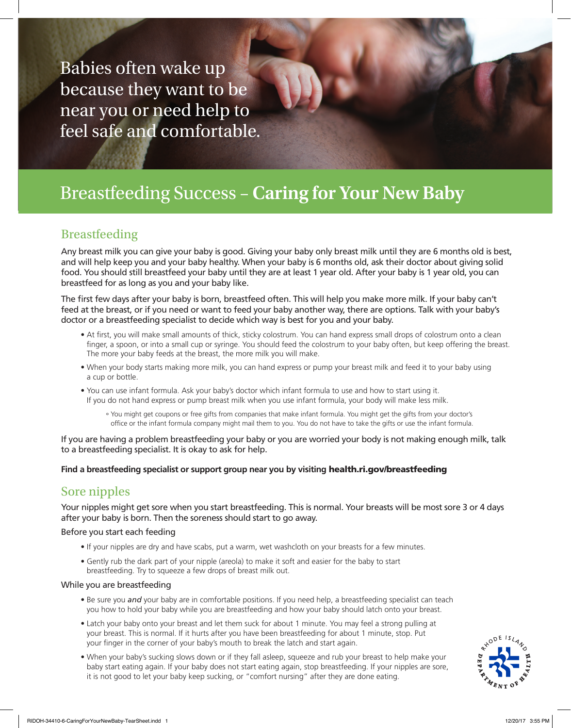Babies often wake up because they want to be near you or need help to feel safe and comfortable.

# Breastfeeding Success – **Caring for Your New Baby**

## Breastfeeding

Any breast milk you can give your baby is good. Giving your baby only breast milk until they are 6 months old is best, and will help keep you and your baby healthy. When your baby is 6 months old, ask their doctor about giving solid food. You should still breastfeed your baby until they are at least 1 year old. After your baby is 1 year old, you can breastfeed for as long as you and your baby like.

The first few days after your baby is born, breastfeed often. This will help you make more milk. If your baby can't feed at the breast, or if you need or want to feed your baby another way, there are options. Talk with your baby's doctor or a breastfeeding specialist to decide which way is best for you and your baby.

- At first, you will make small amounts of thick, sticky colostrum. You can hand express small drops of colostrum onto a clean finger, a spoon, or into a small cup or syringe. You should feed the colostrum to your baby often, but keep offering the breast. The more your baby feeds at the breast, the more milk you will make.
- When your body starts making more milk, you can hand express or pump your breast milk and feed it to your baby using a cup or bottle.
- You can use infant formula. Ask your baby's doctor which infant formula to use and how to start using it. If you do not hand express or pump breast milk when you use infant formula, your body will make less milk.
  - You might get coupons or free gifts from companies that make infant formula. You might get the gifts from your doctor's office or the infant formula company might mail them to you. You do not have to take the gifts or use the infant formula.

If you are having a problem breastfeeding your baby or you are worried your body is not making enough milk, talk to a breastfeeding specialist. It is okay to ask for help.

**Find a breastfeeding specialist or support group near you by visiting health.ri.gov/breastfeeding**

## Sore nipples

Your nipples might get sore when you start breastfeeding. This is normal. Your breasts will be most sore 3 or 4 days after your baby is born. Then the soreness should start to go away.

### Before you start each feeding

- If your nipples are dry and have scabs, put a warm, wet washcloth on your breasts for a few minutes.
- Gently rub the dark part of your nipple (areola) to make it soft and easier for the baby to start breastfeeding. Try to squeeze a few drops of breast milk out.

### While you are breastfeeding

- Be sure you *and* your baby are in comfortable positions. If you need help, a breastfeeding specialist can teach you how to hold your baby while you are breastfeeding and how your baby should latch onto your breast.
- Latch your baby onto your breast and let them suck for about 1 minute. You may feel a strong pulling at your breast. This is normal. If it hurts after you have been breastfeeding for about 1 minute, stop. Put your finger in the corner of your baby's mouth to break the latch and start again.
- When your baby's sucking slows down or if they fall asleep, squeeze and rub your breast to help make your baby start eating again. If your baby does not start eating again, stop breastfeeding. If your nipples are sore, it is not good to let your baby keep sucking, or "comfort nursing" after they are done eating.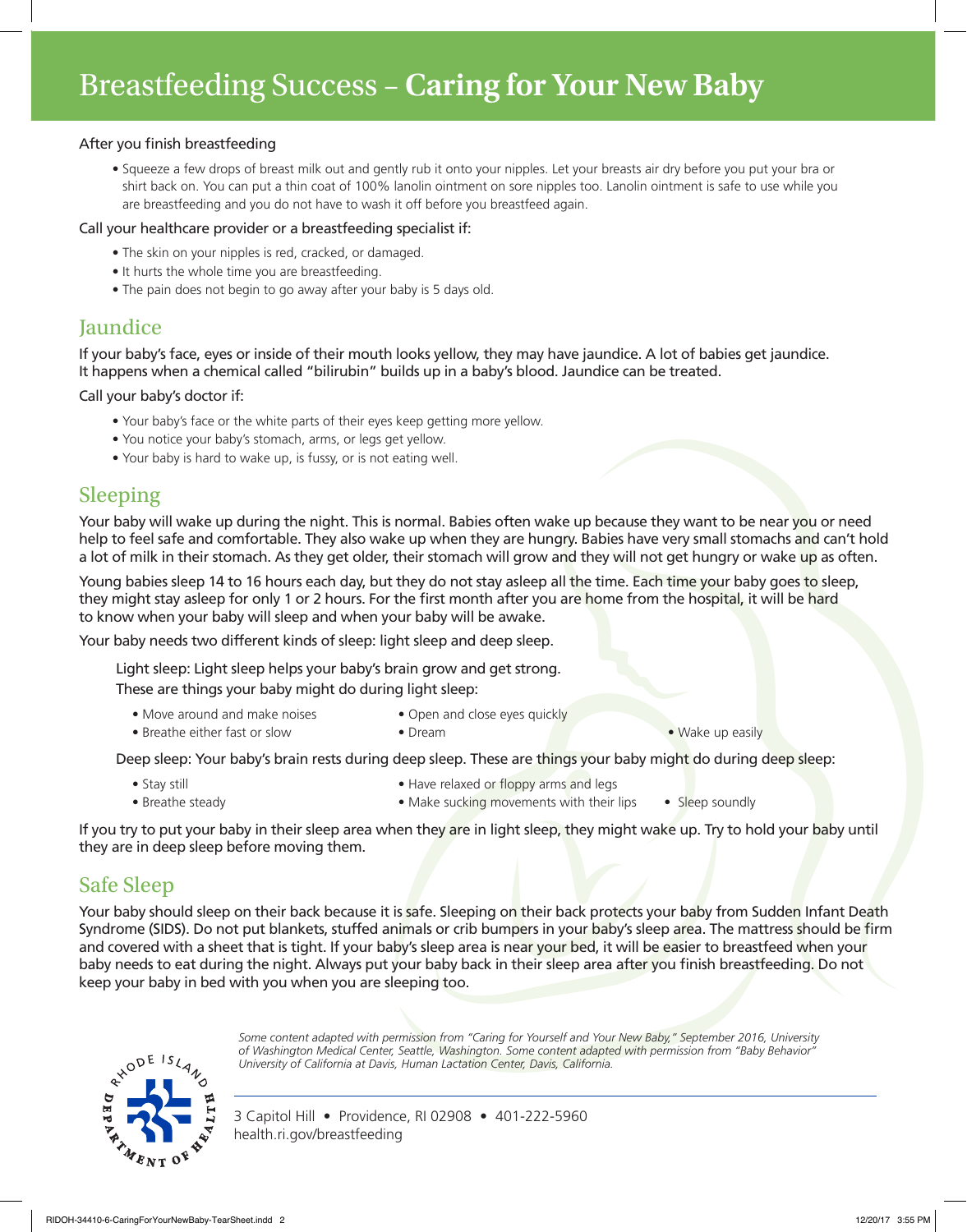# Breastfeeding Success – **Caring for Your New Baby**

After you finish breastfeeding

- Squeeze a few drops of breast milk out and gently rub it onto your nipples. Let your breasts air dry before you put your bra or shirt back on. You can put a thin coat of 100% lanolin ointment on sore nipples too. Lanolin ointment is safe to use while you are breastfeeding and you do not have to wash it off before you breastfeed again.

Call your healthcare provider or a breastfeeding specialist if:

- The skin on your nipples is red, cracked, or damaged.
- It hurts the whole time you are breastfeeding.
- The pain does not begin to go away after your baby is 5 days old.

## Jaundice

If your baby's face, eyes or inside of their mouth looks yellow, they may have jaundice. A lot of babies get jaundice. It happens when a chemical called "bilirubin" builds up in a baby's blood. Jaundice can be treated.

Call your baby's doctor if:

- Your baby's face or the white parts of their eyes keep getting more yellow.
- You notice your baby's stomach, arms, or legs get yellow.
- Your baby is hard to wake up, is fussy, or is not eating well.

## Sleeping

Your baby will wake up during the night. This is normal. Babies often wake up because they want to be near you or need help to feel safe and comfortable. They also wake up when they are hungry. Babies have very small stomachs and can't hold a lot of milk in their stomach. As they get older, their stomach will grow and they will not get hungry or wake up as often.

Young babies sleep 14 to 16 hours each day, but they do not stay asleep all the time. Each time your baby goes to sleep, they might stay asleep for only 1 or 2 hours. For the first month after you are home from the hospital, it will be hard to know when your baby will sleep and when your baby will be awake.

Your baby needs two different kinds of sleep: light sleep and deep sleep.

Light sleep: Light sleep helps your baby's brain grow and get strong. These are things your baby might do during light sleep:

- Move around and make noises
- Breathe either fast or slow
- Open and close eyes quickly
- Dream
- Wake up easily

Deep sleep: Your baby's brain rests during deep sleep. These are things your baby might do during deep sleep:

- Stay still
- Breathe steady
- Have relaxed or floppy arms and legs
- Make sucking movements with their lips
- Sleep soundly

If you try to put your baby in their sleep area when they are in light sleep, they might wake up. Try to hold your baby until they are in deep sleep before moving them.

## Safe Sleep

Your baby should sleep on their back because it is safe. Sleeping on their back protects your baby from Sudden Infant Death Syndrome (SIDS). Do not put blankets, stuffed animals or crib bumpers in your baby's sleep area. The mattress should be firm and covered with a sheet that is tight. If your baby's sleep area is near your bed, it will be easier to breastfeed when your baby needs to eat during the night. Always put your baby back in their sleep area after you finish breastfeeding. Do not keep your baby in bed with you when you are sleeping too.

*Some content adapted with permission from "Caring for Yourself and Your New Baby," September 2016, University of Washington Medical Center, Seattle, Washington. Some content adapted with permission from "Baby Behavior" University of California at Davis, Human Lactation Center, Davis, California.*

Rhode Island Department of Health

3 Capitol Hill • Providence, RI 02908 • 401-222-5960
health.ri.gov/breastfeeding